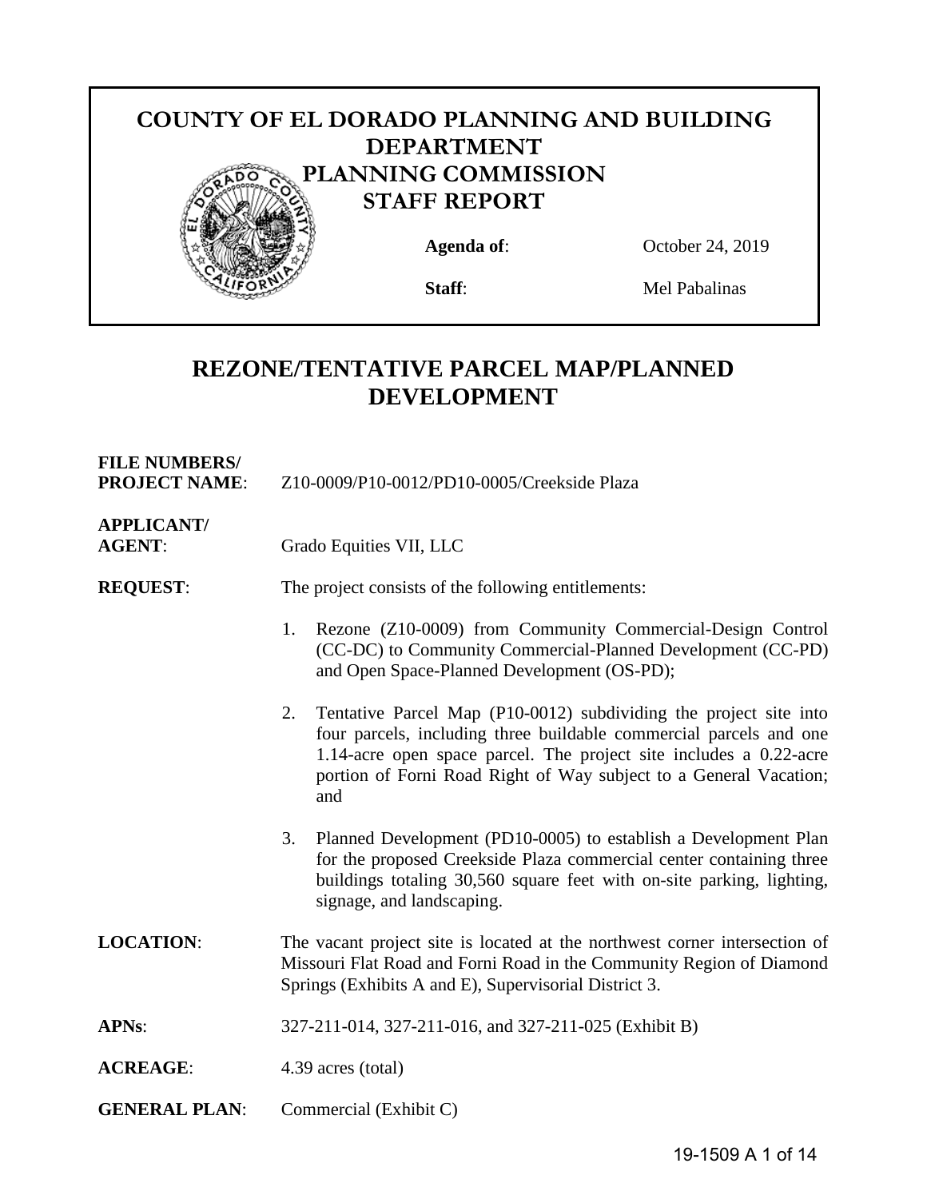# COUNTY OF EL DORADO PLANNING AND BUILDING DEPARTMENT
## PLANNING COMMISSION
## STAFF REPORT

**Agenda of**: October 24, 2019

**Staff**: Mel Pabalinas

# REZONE/TENTATIVE PARCEL MAP/PLANNED DEVELOPMENT

**FILE NUMBERS/ PROJECT NAME**: Z10-0009/P10-0012/PD10-0005/Creekside Plaza

**APPLICANT/ AGENT**: Grado Equities VII, LLC

**REQUEST**: The project consists of the following entitlements:

1. Rezone (Z10-0009) from Community Commercial-Design Control (CC-DC) to Community Commercial-Planned Development (CC-PD) and Open Space-Planned Development (OS-PD);

2. Tentative Parcel Map (P10-0012) subdividing the project site into four parcels, including three buildable commercial parcels and one 1.14-acre open space parcel. The project site includes a 0.22-acre portion of Forni Road Right of Way subject to a General Vacation; and

3. Planned Development (PD10-0005) to establish a Development Plan for the proposed Creekside Plaza commercial center containing three buildings totaling 30,560 square feet with on-site parking, lighting, signage, and landscaping.

**LOCATION**: The vacant project site is located at the northwest corner intersection of Missouri Flat Road and Forni Road in the Community Region of Diamond Springs (Exhibits A and E), Supervisorial District 3.

**APNs**: 327-211-014, 327-211-016, and 327-211-025 (Exhibit B)

**ACREAGE**: 4.39 acres (total)

**GENERAL PLAN**: Commercial (Exhibit C)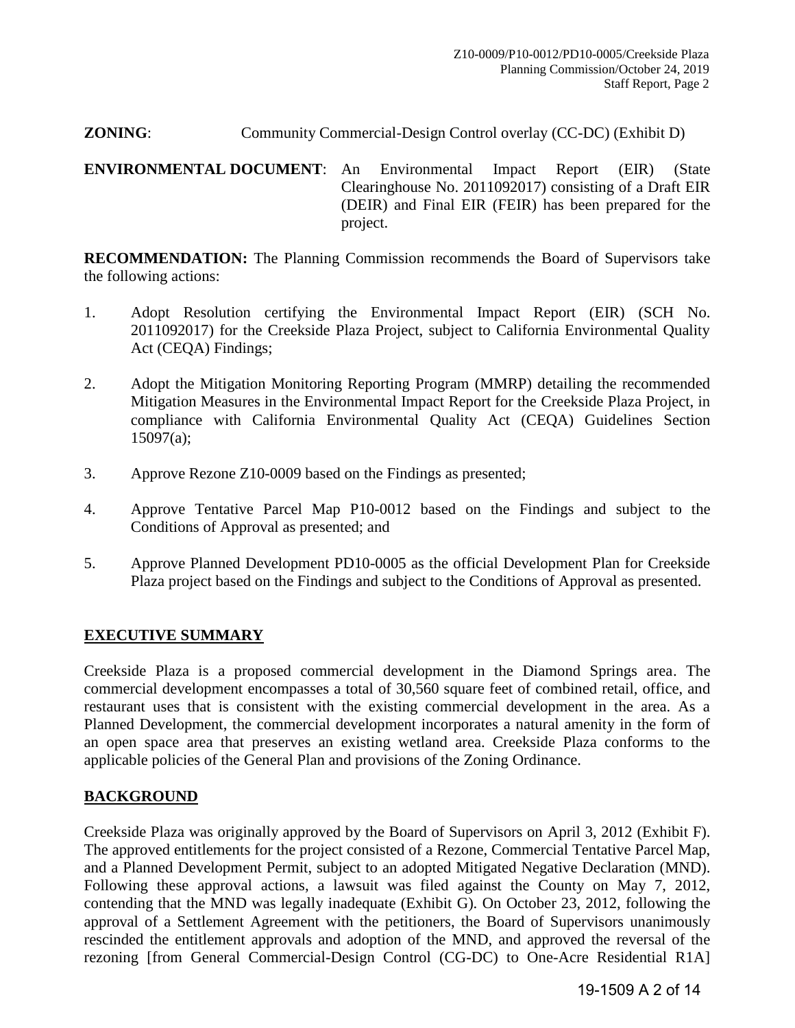**ZONING**: Community Commercial-Design Control overlay (CC-DC) (Exhibit D)

**ENVIRONMENTAL DOCUMENT**: An Environmental Impact Report (EIR) (State Clearinghouse No. 2011092017) consisting of a Draft EIR (DEIR) and Final EIR (FEIR) has been prepared for the project.

**RECOMMENDATION:** The Planning Commission recommends the Board of Supervisors take the following actions:

1. Adopt Resolution certifying the Environmental Impact Report (EIR) (SCH No. 2011092017) for the Creekside Plaza Project, subject to California Environmental Quality Act (CEQA) Findings;

2. Adopt the Mitigation Monitoring Reporting Program (MMRP) detailing the recommended Mitigation Measures in the Environmental Impact Report for the Creekside Plaza Project, in compliance with California Environmental Quality Act (CEQA) Guidelines Section 15097(a);

3. Approve Rezone Z10-0009 based on the Findings as presented;

4. Approve Tentative Parcel Map P10-0012 based on the Findings and subject to the Conditions of Approval as presented; and

5. Approve Planned Development PD10-0005 as the official Development Plan for Creekside Plaza project based on the Findings and subject to the Conditions of Approval as presented.

## EXECUTIVE SUMMARY

Creekside Plaza is a proposed commercial development in the Diamond Springs area. The commercial development encompasses a total of 30,560 square feet of combined retail, office, and restaurant uses that is consistent with the existing commercial development in the area. As a Planned Development, the commercial development incorporates a natural amenity in the form of an open space area that preserves an existing wetland area. Creekside Plaza conforms to the applicable policies of the General Plan and provisions of the Zoning Ordinance.

## BACKGROUND

Creekside Plaza was originally approved by the Board of Supervisors on April 3, 2012 (Exhibit F). The approved entitlements for the project consisted of a Rezone, Commercial Tentative Parcel Map, and a Planned Development Permit, subject to an adopted Mitigated Negative Declaration (MND). Following these approval actions, a lawsuit was filed against the County on May 7, 2012, contending that the MND was legally inadequate (Exhibit G). On October 23, 2012, following the approval of a Settlement Agreement with the petitioners, the Board of Supervisors unanimously rescinded the entitlement approvals and adoption of the MND, and approved the reversal of the rezoning [from General Commercial-Design Control (CG-DC) to One-Acre Residential R1A]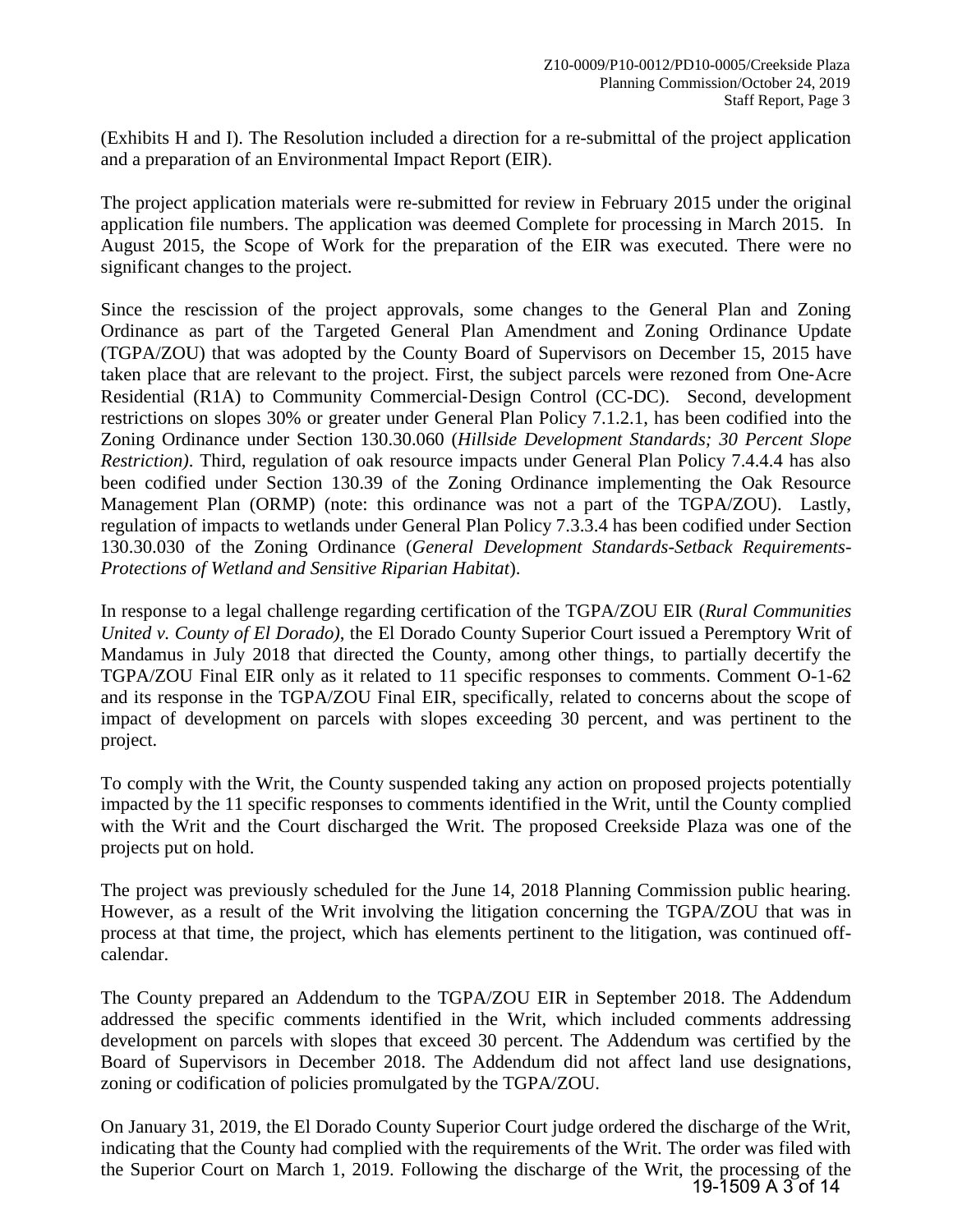(Exhibits H and I). The Resolution included a direction for a re-submittal of the project application and a preparation of an Environmental Impact Report (EIR).

The project application materials were re-submitted for review in February 2015 under the original application file numbers. The application was deemed Complete for processing in March 2015. In August 2015, the Scope of Work for the preparation of the EIR was executed. There were no significant changes to the project.

Since the rescission of the project approvals, some changes to the General Plan and Zoning Ordinance as part of the Targeted General Plan Amendment and Zoning Ordinance Update (TGPA/ZOU) that was adopted by the County Board of Supervisors on December 15, 2015 have taken place that are relevant to the project. First, the subject parcels were rezoned from One-Acre Residential (R1A) to Community Commercial-Design Control (CC-DC). Second, development restrictions on slopes 30% or greater under General Plan Policy 7.1.2.1, has been codified into the Zoning Ordinance under Section 130.30.060 (*Hillside Development Standards; 30 Percent Slope Restriction)*. Third, regulation of oak resource impacts under General Plan Policy 7.4.4.4 has also been codified under Section 130.39 of the Zoning Ordinance implementing the Oak Resource Management Plan (ORMP) (note: this ordinance was not a part of the TGPA/ZOU). Lastly, regulation of impacts to wetlands under General Plan Policy 7.3.3.4 has been codified under Section 130.30.030 of the Zoning Ordinance (*General Development Standards-Setback Requirements-Protections of Wetland and Sensitive Riparian Habitat*).

In response to a legal challenge regarding certification of the TGPA/ZOU EIR (*Rural Communities United v. County of El Dorado)*, the El Dorado County Superior Court issued a Peremptory Writ of Mandamus in July 2018 that directed the County, among other things, to partially decertify the TGPA/ZOU Final EIR only as it related to 11 specific responses to comments. Comment O-1-62 and its response in the TGPA/ZOU Final EIR, specifically, related to concerns about the scope of impact of development on parcels with slopes exceeding 30 percent, and was pertinent to the project.

To comply with the Writ, the County suspended taking any action on proposed projects potentially impacted by the 11 specific responses to comments identified in the Writ, until the County complied with the Writ and the Court discharged the Writ. The proposed Creekside Plaza was one of the projects put on hold.

The project was previously scheduled for the June 14, 2018 Planning Commission public hearing. However, as a result of the Writ involving the litigation concerning the TGPA/ZOU that was in process at that time, the project, which has elements pertinent to the litigation, was continued off-calendar.

The County prepared an Addendum to the TGPA/ZOU EIR in September 2018. The Addendum addressed the specific comments identified in the Writ, which included comments addressing development on parcels with slopes that exceed 30 percent. The Addendum was certified by the Board of Supervisors in December 2018. The Addendum did not affect land use designations, zoning or codification of policies promulgated by the TGPA/ZOU.

On January 31, 2019, the El Dorado County Superior Court judge ordered the discharge of the Writ, indicating that the County had complied with the requirements of the Writ. The order was filed with the Superior Court on March 1, 2019. Following the discharge of the Writ, the processing of the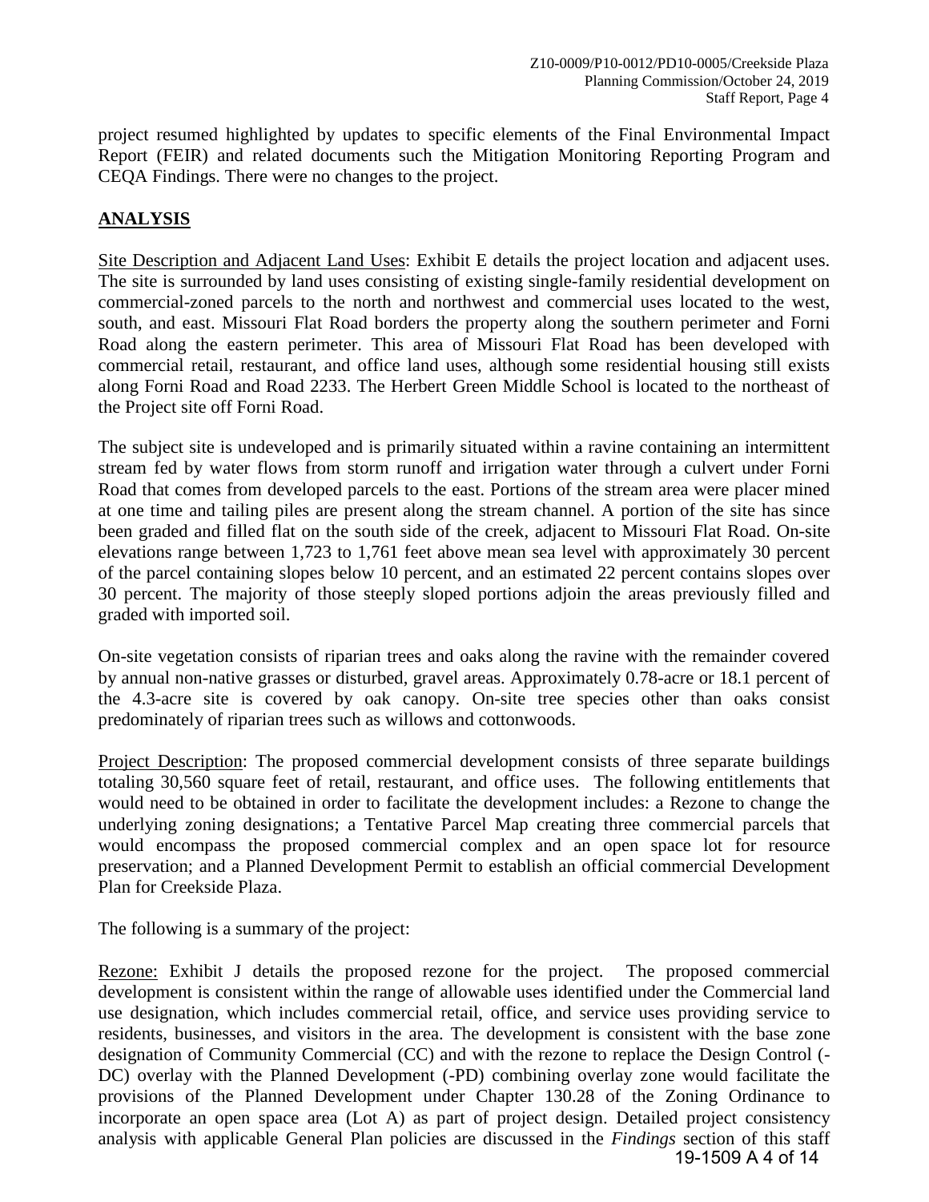project resumed highlighted by updates to specific elements of the Final Environmental Impact Report (FEIR) and related documents such the Mitigation Monitoring Reporting Program and CEQA Findings. There were no changes to the project.

## ANALYSIS

Site Description and Adjacent Land Uses: Exhibit E details the project location and adjacent uses. The site is surrounded by land uses consisting of existing single-family residential development on commercial-zoned parcels to the north and northwest and commercial uses located to the west, south, and east. Missouri Flat Road borders the property along the southern perimeter and Forni Road along the eastern perimeter. This area of Missouri Flat Road has been developed with commercial retail, restaurant, and office land uses, although some residential housing still exists along Forni Road and Road 2233. The Herbert Green Middle School is located to the northeast of the Project site off Forni Road.

The subject site is undeveloped and is primarily situated within a ravine containing an intermittent stream fed by water flows from storm runoff and irrigation water through a culvert under Forni Road that comes from developed parcels to the east. Portions of the stream area were placer mined at one time and tailing piles are present along the stream channel. A portion of the site has since been graded and filled flat on the south side of the creek, adjacent to Missouri Flat Road. On-site elevations range between 1,723 to 1,761 feet above mean sea level with approximately 30 percent of the parcel containing slopes below 10 percent, and an estimated 22 percent contains slopes over 30 percent. The majority of those steeply sloped portions adjoin the areas previously filled and graded with imported soil.

On-site vegetation consists of riparian trees and oaks along the ravine with the remainder covered by annual non-native grasses or disturbed, gravel areas. Approximately 0.78-acre or 18.1 percent of the 4.3-acre site is covered by oak canopy. On-site tree species other than oaks consist predominately of riparian trees such as willows and cottonwoods.

Project Description: The proposed commercial development consists of three separate buildings totaling 30,560 square feet of retail, restaurant, and office uses. The following entitlements that would need to be obtained in order to facilitate the development includes: a Rezone to change the underlying zoning designations; a Tentative Parcel Map creating three commercial parcels that would encompass the proposed commercial complex and an open space lot for resource preservation; and a Planned Development Permit to establish an official commercial Development Plan for Creekside Plaza.

The following is a summary of the project:

Rezone: Exhibit J details the proposed rezone for the project. The proposed commercial development is consistent within the range of allowable uses identified under the Commercial land use designation, which includes commercial retail, office, and service uses providing service to residents, businesses, and visitors in the area. The development is consistent with the base zone designation of Community Commercial (CC) and with the rezone to replace the Design Control (-DC) overlay with the Planned Development (-PD) combining overlay zone would facilitate the provisions of the Planned Development under Chapter 130.28 of the Zoning Ordinance to incorporate an open space area (Lot A) as part of project design. Detailed project consistency analysis with applicable General Plan policies are discussed in the *Findings* section of this staff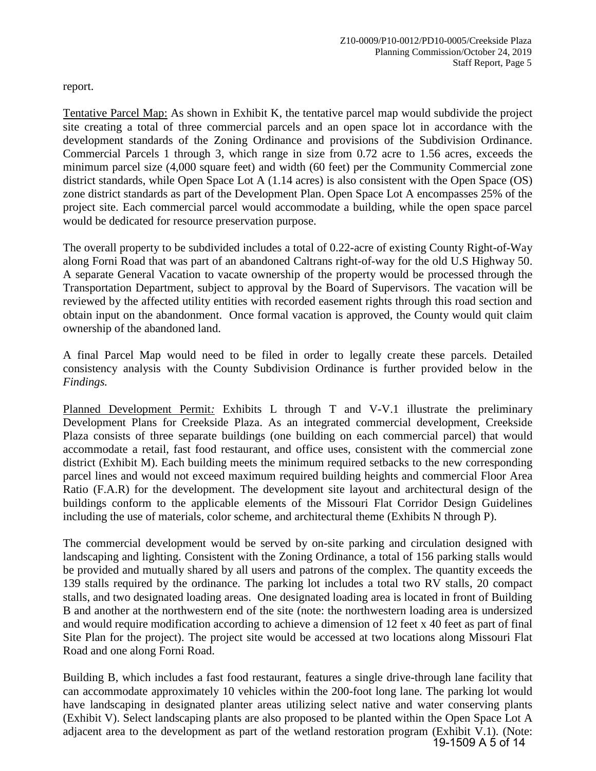report.

Tentative Parcel Map: As shown in Exhibit K, the tentative parcel map would subdivide the project site creating a total of three commercial parcels and an open space lot in accordance with the development standards of the Zoning Ordinance and provisions of the Subdivision Ordinance. Commercial Parcels 1 through 3, which range in size from 0.72 acre to 1.56 acres, exceeds the minimum parcel size (4,000 square feet) and width (60 feet) per the Community Commercial zone district standards, while Open Space Lot A (1.14 acres) is also consistent with the Open Space (OS) zone district standards as part of the Development Plan. Open Space Lot A encompasses 25% of the project site. Each commercial parcel would accommodate a building, while the open space parcel would be dedicated for resource preservation purpose.

The overall property to be subdivided includes a total of 0.22-acre of existing County Right-of-Way along Forni Road that was part of an abandoned Caltrans right-of-way for the old U.S Highway 50. A separate General Vacation to vacate ownership of the property would be processed through the Transportation Department, subject to approval by the Board of Supervisors. The vacation will be reviewed by the affected utility entities with recorded easement rights through this road section and obtain input on the abandonment. Once formal vacation is approved, the County would quit claim ownership of the abandoned land.

A final Parcel Map would need to be filed in order to legally create these parcels. Detailed consistency analysis with the County Subdivision Ordinance is further provided below in the *Findings.*

Planned Development Permit*:* Exhibits L through T and V-V.1 illustrate the preliminary Development Plans for Creekside Plaza. As an integrated commercial development, Creekside Plaza consists of three separate buildings (one building on each commercial parcel) that would accommodate a retail, fast food restaurant, and office uses, consistent with the commercial zone district (Exhibit M). Each building meets the minimum required setbacks to the new corresponding parcel lines and would not exceed maximum required building heights and commercial Floor Area Ratio (F.A.R) for the development. The development site layout and architectural design of the buildings conform to the applicable elements of the Missouri Flat Corridor Design Guidelines including the use of materials, color scheme, and architectural theme (Exhibits N through P).

The commercial development would be served by on-site parking and circulation designed with landscaping and lighting. Consistent with the Zoning Ordinance, a total of 156 parking stalls would be provided and mutually shared by all users and patrons of the complex. The quantity exceeds the 139 stalls required by the ordinance. The parking lot includes a total two RV stalls, 20 compact stalls, and two designated loading areas. One designated loading area is located in front of Building B and another at the northwestern end of the site (note: the northwestern loading area is undersized and would require modification according to achieve a dimension of 12 feet x 40 feet as part of final Site Plan for the project). The project site would be accessed at two locations along Missouri Flat Road and one along Forni Road.

Building B, which includes a fast food restaurant, features a single drive-through lane facility that can accommodate approximately 10 vehicles within the 200-foot long lane. The parking lot would have landscaping in designated planter areas utilizing select native and water conserving plants (Exhibit V). Select landscaping plants are also proposed to be planted within the Open Space Lot A adjacent area to the development as part of the wetland restoration program (Exhibit V.1). (Note: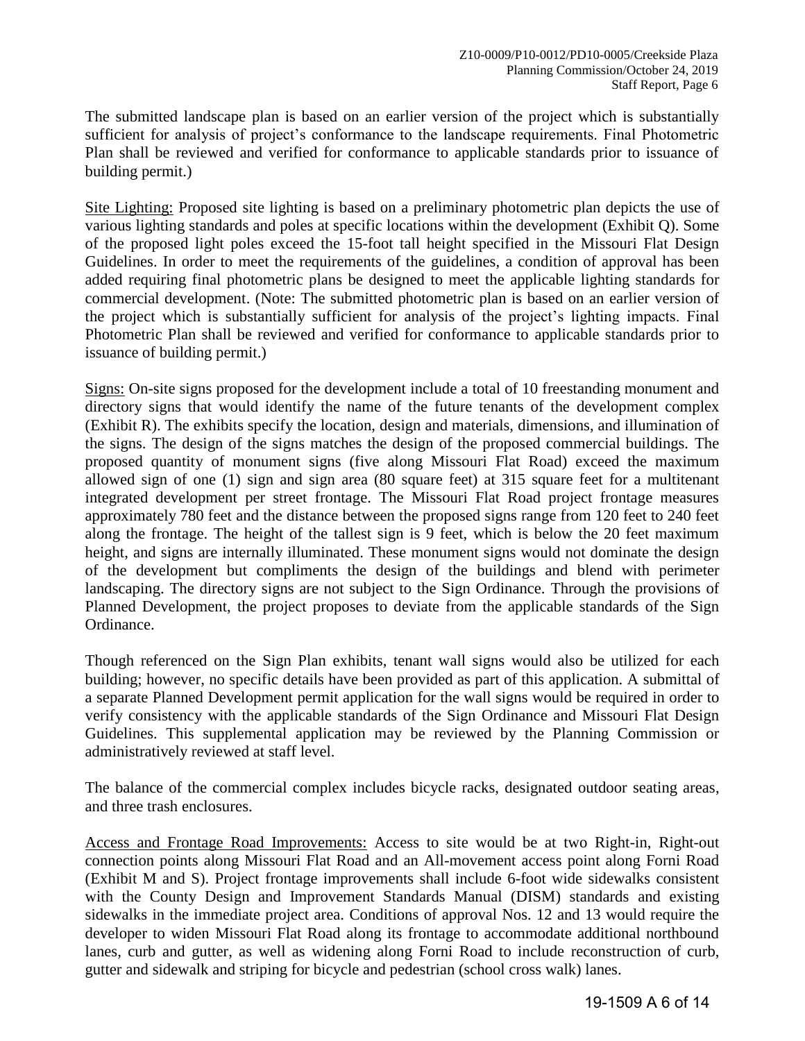The submitted landscape plan is based on an earlier version of the project which is substantially sufficient for analysis of project's conformance to the landscape requirements. Final Photometric Plan shall be reviewed and verified for conformance to applicable standards prior to issuance of building permit.)

<u>Site Lighting:</u> Proposed site lighting is based on a preliminary photometric plan depicts the use of various lighting standards and poles at specific locations within the development (Exhibit Q). Some of the proposed light poles exceed the 15-foot tall height specified in the Missouri Flat Design Guidelines. In order to meet the requirements of the guidelines, a condition of approval has been added requiring final photometric plans be designed to meet the applicable lighting standards for commercial development. (Note: The submitted photometric plan is based on an earlier version of the project which is substantially sufficient for analysis of the project's lighting impacts. Final Photometric Plan shall be reviewed and verified for conformance to applicable standards prior to issuance of building permit.)

<u>Signs:</u> On-site signs proposed for the development include a total of 10 freestanding monument and directory signs that would identify the name of the future tenants of the development complex (Exhibit R). The exhibits specify the location, design and materials, dimensions, and illumination of the signs. The design of the signs matches the design of the proposed commercial buildings. The proposed quantity of monument signs (five along Missouri Flat Road) exceed the maximum allowed sign of one (1) sign and sign area (80 square feet) at 315 square feet for a multitenant integrated development per street frontage. The Missouri Flat Road project frontage measures approximately 780 feet and the distance between the proposed signs range from 120 feet to 240 feet along the frontage. The height of the tallest sign is 9 feet, which is below the 20 feet maximum height, and signs are internally illuminated. These monument signs would not dominate the design of the development but compliments the design of the buildings and blend with perimeter landscaping. The directory signs are not subject to the Sign Ordinance. Through the provisions of Planned Development, the project proposes to deviate from the applicable standards of the Sign Ordinance.

Though referenced on the Sign Plan exhibits, tenant wall signs would also be utilized for each building; however, no specific details have been provided as part of this application. A submittal of a separate Planned Development permit application for the wall signs would be required in order to verify consistency with the applicable standards of the Sign Ordinance and Missouri Flat Design Guidelines. This supplemental application may be reviewed by the Planning Commission or administratively reviewed at staff level.

The balance of the commercial complex includes bicycle racks, designated outdoor seating areas, and three trash enclosures.

<u>Access and Frontage Road Improvements:</u> Access to site would be at two Right-in, Right-out connection points along Missouri Flat Road and an All-movement access point along Forni Road (Exhibit M and S). Project frontage improvements shall include 6-foot wide sidewalks consistent with the County Design and Improvement Standards Manual (DISM) standards and existing sidewalks in the immediate project area. Conditions of approval Nos. 12 and 13 would require the developer to widen Missouri Flat Road along its frontage to accommodate additional northbound lanes, curb and gutter, as well as widening along Forni Road to include reconstruction of curb, gutter and sidewalk and striping for bicycle and pedestrian (school cross walk) lanes.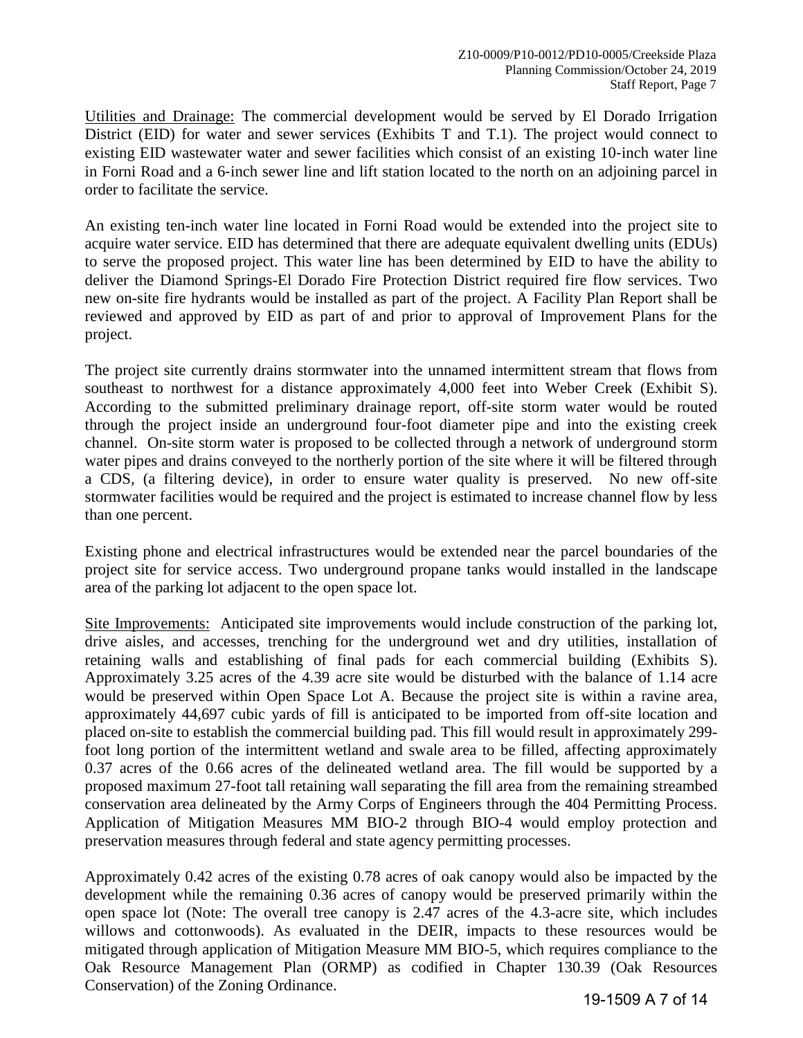Utilities and Drainage: The commercial development would be served by El Dorado Irrigation District (EID) for water and sewer services (Exhibits T and T.1). The project would connect to existing EID wastewater water and sewer facilities which consist of an existing 10-inch water line in Forni Road and a 6-inch sewer line and lift station located to the north on an adjoining parcel in order to facilitate the service.

An existing ten-inch water line located in Forni Road would be extended into the project site to acquire water service. EID has determined that there are adequate equivalent dwelling units (EDUs) to serve the proposed project. This water line has been determined by EID to have the ability to deliver the Diamond Springs-El Dorado Fire Protection District required fire flow services. Two new on-site fire hydrants would be installed as part of the project. A Facility Plan Report shall be reviewed and approved by EID as part of and prior to approval of Improvement Plans for the project.

The project site currently drains stormwater into the unnamed intermittent stream that flows from southeast to northwest for a distance approximately 4,000 feet into Weber Creek (Exhibit S). According to the submitted preliminary drainage report, off-site storm water would be routed through the project inside an underground four-foot diameter pipe and into the existing creek channel. On-site storm water is proposed to be collected through a network of underground storm water pipes and drains conveyed to the northerly portion of the site where it will be filtered through a CDS, (a filtering device), in order to ensure water quality is preserved. No new off-site stormwater facilities would be required and the project is estimated to increase channel flow by less than one percent.

Existing phone and electrical infrastructures would be extended near the parcel boundaries of the project site for service access. Two underground propane tanks would installed in the landscape area of the parking lot adjacent to the open space lot.

Site Improvements: Anticipated site improvements would include construction of the parking lot, drive aisles, and accesses, trenching for the underground wet and dry utilities, installation of retaining walls and establishing of final pads for each commercial building (Exhibits S). Approximately 3.25 acres of the 4.39 acre site would be disturbed with the balance of 1.14 acre would be preserved within Open Space Lot A. Because the project site is within a ravine area, approximately 44,697 cubic yards of fill is anticipated to be imported from off-site location and placed on-site to establish the commercial building pad. This fill would result in approximately 299-foot long portion of the intermittent wetland and swale area to be filled, affecting approximately 0.37 acres of the 0.66 acres of the delineated wetland area. The fill would be supported by a proposed maximum 27-foot tall retaining wall separating the fill area from the remaining streambed conservation area delineated by the Army Corps of Engineers through the 404 Permitting Process. Application of Mitigation Measures MM BIO-2 through BIO-4 would employ protection and preservation measures through federal and state agency permitting processes.

Approximately 0.42 acres of the existing 0.78 acres of oak canopy would also be impacted by the development while the remaining 0.36 acres of canopy would be preserved primarily within the open space lot (Note: The overall tree canopy is 2.47 acres of the 4.3-acre site, which includes willows and cottonwoods). As evaluated in the DEIR, impacts to these resources would be mitigated through application of Mitigation Measure MM BIO-5, which requires compliance to the Oak Resource Management Plan (ORMP) as codified in Chapter 130.39 (Oak Resources Conservation) of the Zoning Ordinance.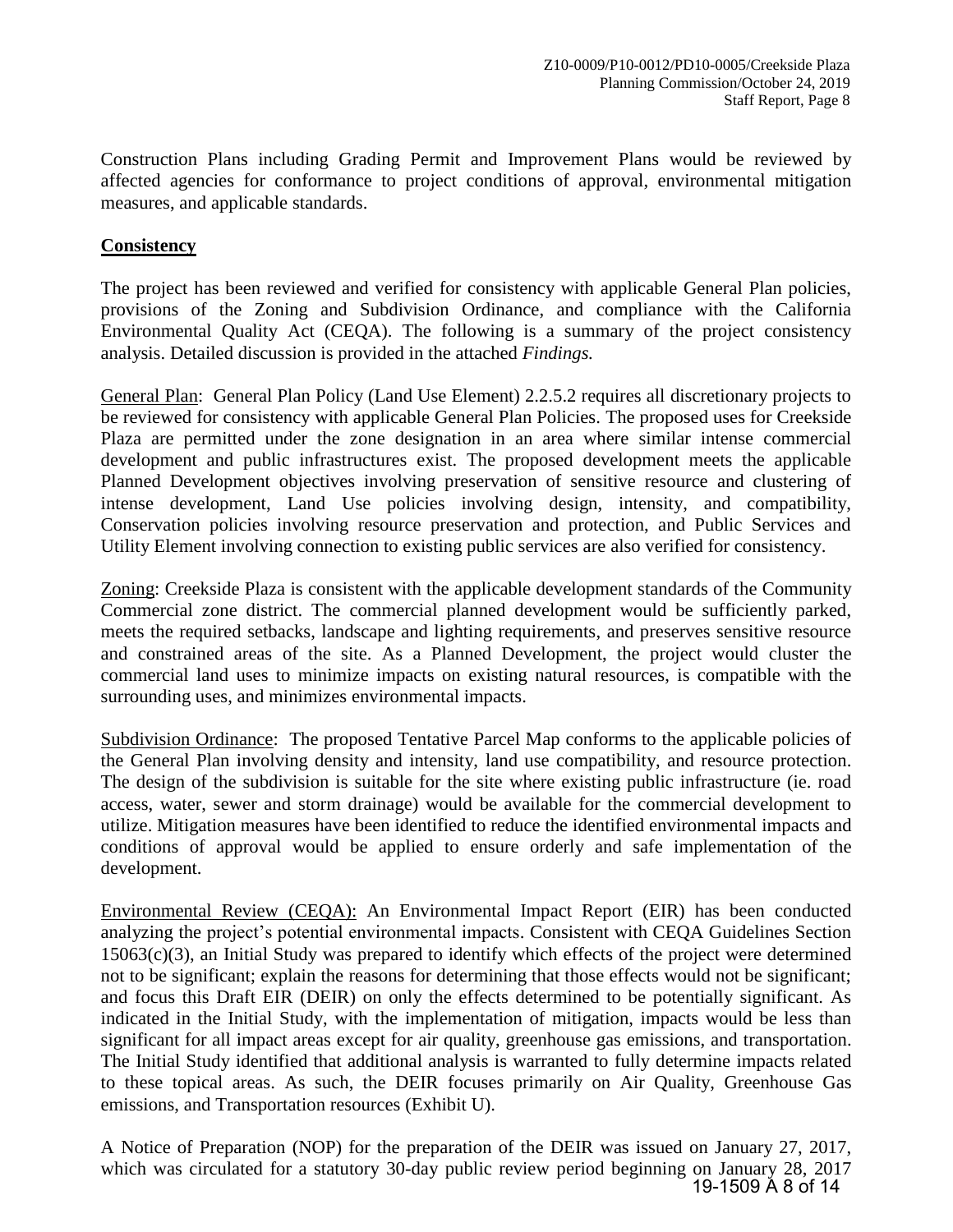Construction Plans including Grading Permit and Improvement Plans would be reviewed by affected agencies for conformance to project conditions of approval, environmental mitigation measures, and applicable standards.

**Consistency**

The project has been reviewed and verified for consistency with applicable General Plan policies, provisions of the Zoning and Subdivision Ordinance, and compliance with the California Environmental Quality Act (CEQA). The following is a summary of the project consistency analysis. Detailed discussion is provided in the attached *Findings.*

General Plan: General Plan Policy (Land Use Element) 2.2.5.2 requires all discretionary projects to be reviewed for consistency with applicable General Plan Policies. The proposed uses for Creekside Plaza are permitted under the zone designation in an area where similar intense commercial development and public infrastructures exist. The proposed development meets the applicable Planned Development objectives involving preservation of sensitive resource and clustering of intense development, Land Use policies involving design, intensity, and compatibility, Conservation policies involving resource preservation and protection, and Public Services and Utility Element involving connection to existing public services are also verified for consistency.

Zoning: Creekside Plaza is consistent with the applicable development standards of the Community Commercial zone district. The commercial planned development would be sufficiently parked, meets the required setbacks, landscape and lighting requirements, and preserves sensitive resource and constrained areas of the site. As a Planned Development, the project would cluster the commercial land uses to minimize impacts on existing natural resources, is compatible with the surrounding uses, and minimizes environmental impacts.

Subdivision Ordinance: The proposed Tentative Parcel Map conforms to the applicable policies of the General Plan involving density and intensity, land use compatibility, and resource protection. The design of the subdivision is suitable for the site where existing public infrastructure (ie. road access, water, sewer and storm drainage) would be available for the commercial development to utilize. Mitigation measures have been identified to reduce the identified environmental impacts and conditions of approval would be applied to ensure orderly and safe implementation of the development.

Environmental Review (CEQA): An Environmental Impact Report (EIR) has been conducted analyzing the project's potential environmental impacts. Consistent with CEQA Guidelines Section 15063(c)(3), an Initial Study was prepared to identify which effects of the project were determined not to be significant; explain the reasons for determining that those effects would not be significant; and focus this Draft EIR (DEIR) on only the effects determined to be potentially significant. As indicated in the Initial Study, with the implementation of mitigation, impacts would be less than significant for all impact areas except for air quality, greenhouse gas emissions, and transportation. The Initial Study identified that additional analysis is warranted to fully determine impacts related to these topical areas. As such, the DEIR focuses primarily on Air Quality, Greenhouse Gas emissions, and Transportation resources (Exhibit U).

A Notice of Preparation (NOP) for the preparation of the DEIR was issued on January 27, 2017, which was circulated for a statutory 30-day public review period beginning on January 28, 2017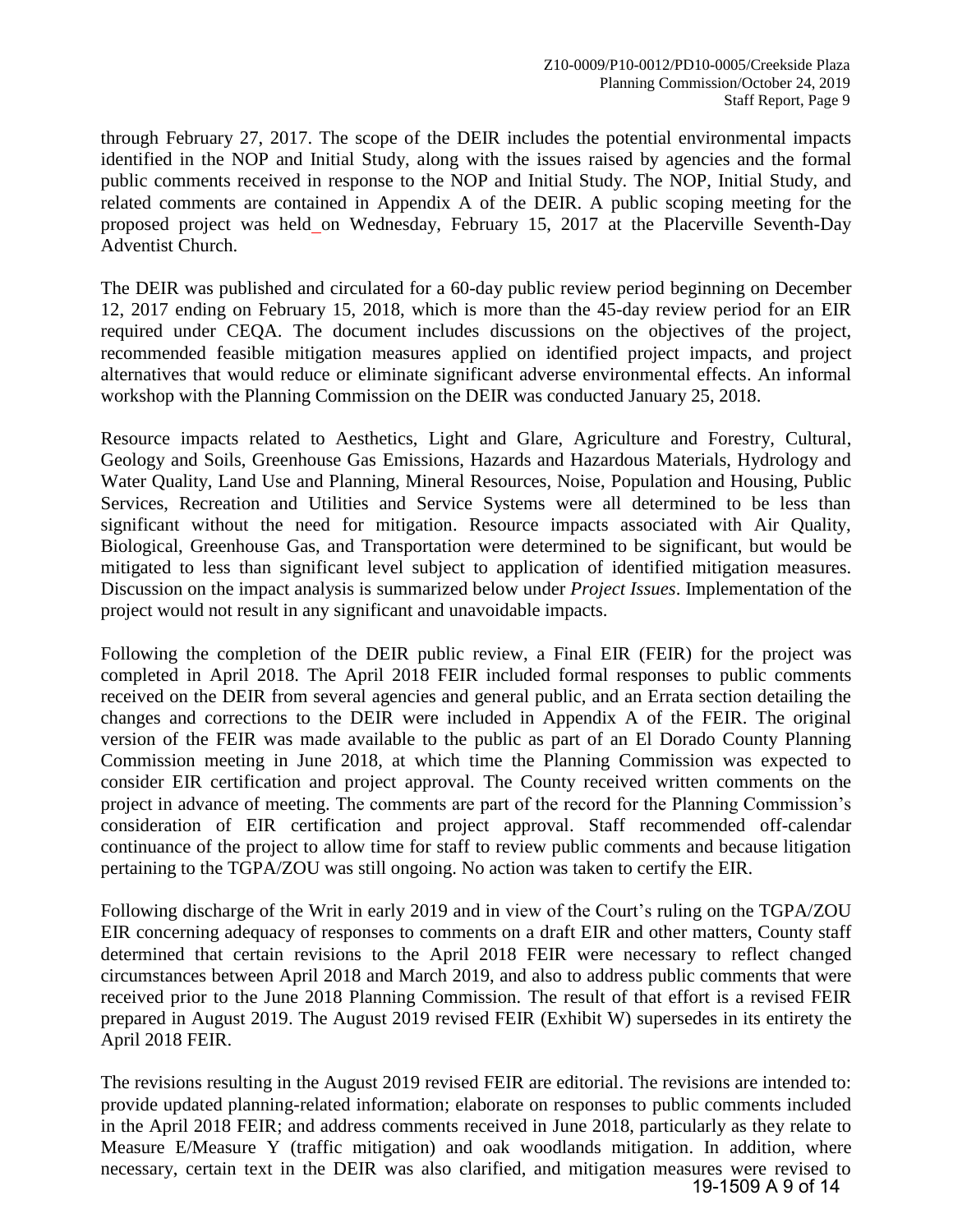through February 27, 2017. The scope of the DEIR includes the potential environmental impacts identified in the NOP and Initial Study, along with the issues raised by agencies and the formal public comments received in response to the NOP and Initial Study. The NOP, Initial Study, and related comments are contained in Appendix A of the DEIR. A public scoping meeting for the proposed project was held_on Wednesday, February 15, 2017 at the Placerville Seventh-Day Adventist Church.

The DEIR was published and circulated for a 60-day public review period beginning on December 12, 2017 ending on February 15, 2018, which is more than the 45-day review period for an EIR required under CEQA. The document includes discussions on the objectives of the project, recommended feasible mitigation measures applied on identified project impacts, and project alternatives that would reduce or eliminate significant adverse environmental effects. An informal workshop with the Planning Commission on the DEIR was conducted January 25, 2018.

Resource impacts related to Aesthetics, Light and Glare, Agriculture and Forestry, Cultural, Geology and Soils, Greenhouse Gas Emissions, Hazards and Hazardous Materials, Hydrology and Water Quality, Land Use and Planning, Mineral Resources, Noise, Population and Housing, Public Services, Recreation and Utilities and Service Systems were all determined to be less than significant without the need for mitigation. Resource impacts associated with Air Quality, Biological, Greenhouse Gas, and Transportation were determined to be significant, but would be mitigated to less than significant level subject to application of identified mitigation measures. Discussion on the impact analysis is summarized below under *Project Issues*. Implementation of the project would not result in any significant and unavoidable impacts.

Following the completion of the DEIR public review, a Final EIR (FEIR) for the project was completed in April 2018. The April 2018 FEIR included formal responses to public comments received on the DEIR from several agencies and general public, and an Errata section detailing the changes and corrections to the DEIR were included in Appendix A of the FEIR. The original version of the FEIR was made available to the public as part of an El Dorado County Planning Commission meeting in June 2018, at which time the Planning Commission was expected to consider EIR certification and project approval. The County received written comments on the project in advance of meeting. The comments are part of the record for the Planning Commission's consideration of EIR certification and project approval. Staff recommended off-calendar continuance of the project to allow time for staff to review public comments and because litigation pertaining to the TGPA/ZOU was still ongoing. No action was taken to certify the EIR.

Following discharge of the Writ in early 2019 and in view of the Court's ruling on the TGPA/ZOU EIR concerning adequacy of responses to comments on a draft EIR and other matters, County staff determined that certain revisions to the April 2018 FEIR were necessary to reflect changed circumstances between April 2018 and March 2019, and also to address public comments that were received prior to the June 2018 Planning Commission. The result of that effort is a revised FEIR prepared in August 2019. The August 2019 revised FEIR (Exhibit W) supersedes in its entirety the April 2018 FEIR.

The revisions resulting in the August 2019 revised FEIR are editorial. The revisions are intended to: provide updated planning-related information; elaborate on responses to public comments included in the April 2018 FEIR; and address comments received in June 2018, particularly as they relate to Measure E/Measure Y (traffic mitigation) and oak woodlands mitigation. In addition, where necessary, certain text in the DEIR was also clarified, and mitigation measures were revised to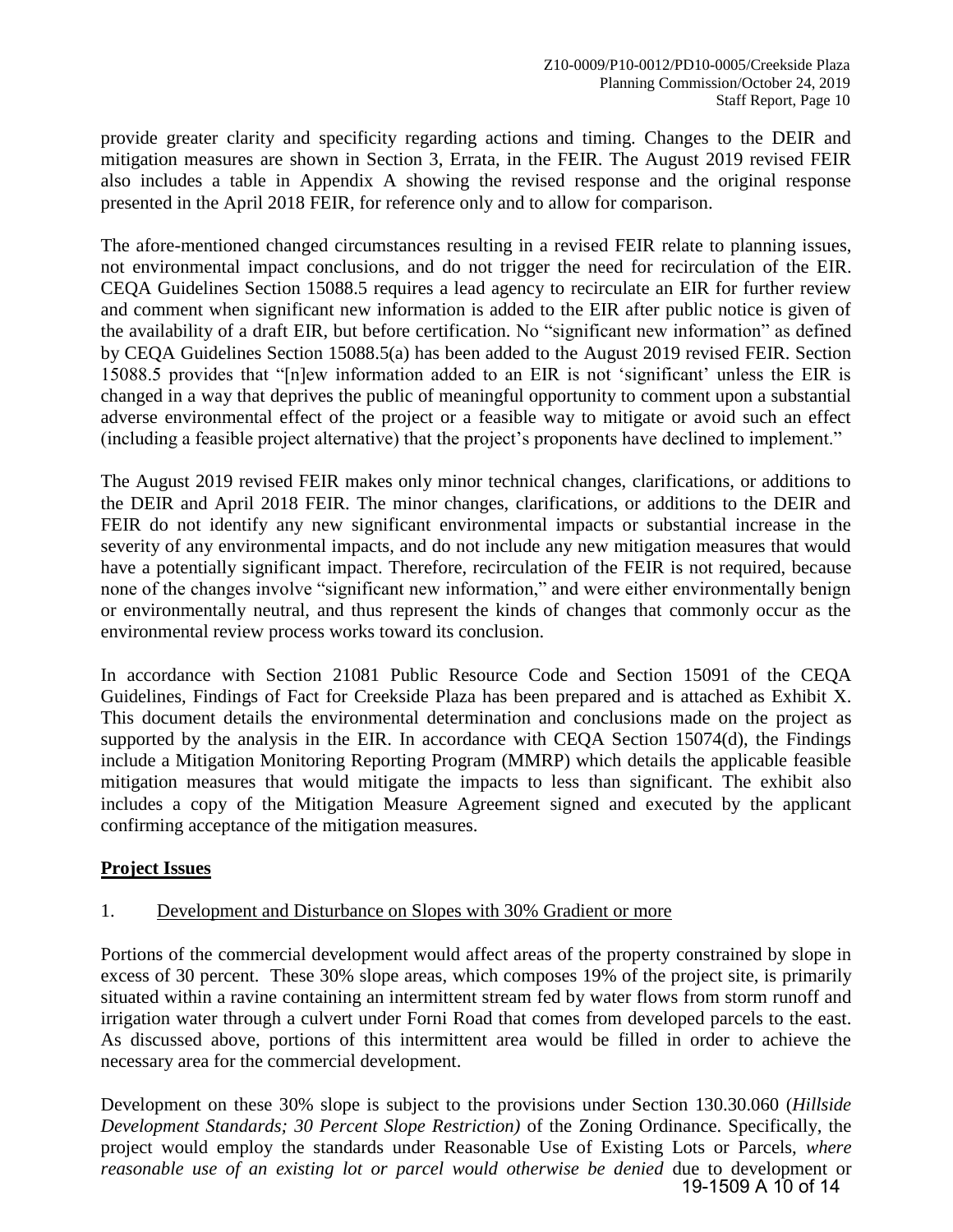provide greater clarity and specificity regarding actions and timing. Changes to the DEIR and mitigation measures are shown in Section 3, Errata, in the FEIR. The August 2019 revised FEIR also includes a table in Appendix A showing the revised response and the original response presented in the April 2018 FEIR, for reference only and to allow for comparison.

The afore-mentioned changed circumstances resulting in a revised FEIR relate to planning issues, not environmental impact conclusions, and do not trigger the need for recirculation of the EIR. CEQA Guidelines Section 15088.5 requires a lead agency to recirculate an EIR for further review and comment when significant new information is added to the EIR after public notice is given of the availability of a draft EIR, but before certification. No "significant new information" as defined by CEQA Guidelines Section 15088.5(a) has been added to the August 2019 revised FEIR. Section 15088.5 provides that "[n]ew information added to an EIR is not 'significant' unless the EIR is changed in a way that deprives the public of meaningful opportunity to comment upon a substantial adverse environmental effect of the project or a feasible way to mitigate or avoid such an effect (including a feasible project alternative) that the project's proponents have declined to implement."

The August 2019 revised FEIR makes only minor technical changes, clarifications, or additions to the DEIR and April 2018 FEIR. The minor changes, clarifications, or additions to the DEIR and FEIR do not identify any new significant environmental impacts or substantial increase in the severity of any environmental impacts, and do not include any new mitigation measures that would have a potentially significant impact. Therefore, recirculation of the FEIR is not required, because none of the changes involve "significant new information," and were either environmentally benign or environmentally neutral, and thus represent the kinds of changes that commonly occur as the environmental review process works toward its conclusion.

In accordance with Section 21081 Public Resource Code and Section 15091 of the CEQA Guidelines, Findings of Fact for Creekside Plaza has been prepared and is attached as Exhibit X. This document details the environmental determination and conclusions made on the project as supported by the analysis in the EIR. In accordance with CEQA Section 15074(d), the Findings include a Mitigation Monitoring Reporting Program (MMRP) which details the applicable feasible mitigation measures that would mitigate the impacts to less than significant. The exhibit also includes a copy of the Mitigation Measure Agreement signed and executed by the applicant confirming acceptance of the mitigation measures.

## **Project Issues**

1. Development and Disturbance on Slopes with 30% Gradient or more

Portions of the commercial development would affect areas of the property constrained by slope in excess of 30 percent. These 30% slope areas, which composes 19% of the project site, is primarily situated within a ravine containing an intermittent stream fed by water flows from storm runoff and irrigation water through a culvert under Forni Road that comes from developed parcels to the east. As discussed above, portions of this intermittent area would be filled in order to achieve the necessary area for the commercial development.

Development on these 30% slope is subject to the provisions under Section 130.30.060 (*Hillside Development Standards; 30 Percent Slope Restriction)* of the Zoning Ordinance. Specifically, the project would employ the standards under Reasonable Use of Existing Lots or Parcels, *where reasonable use of an existing lot or parcel would otherwise be denied* due to development or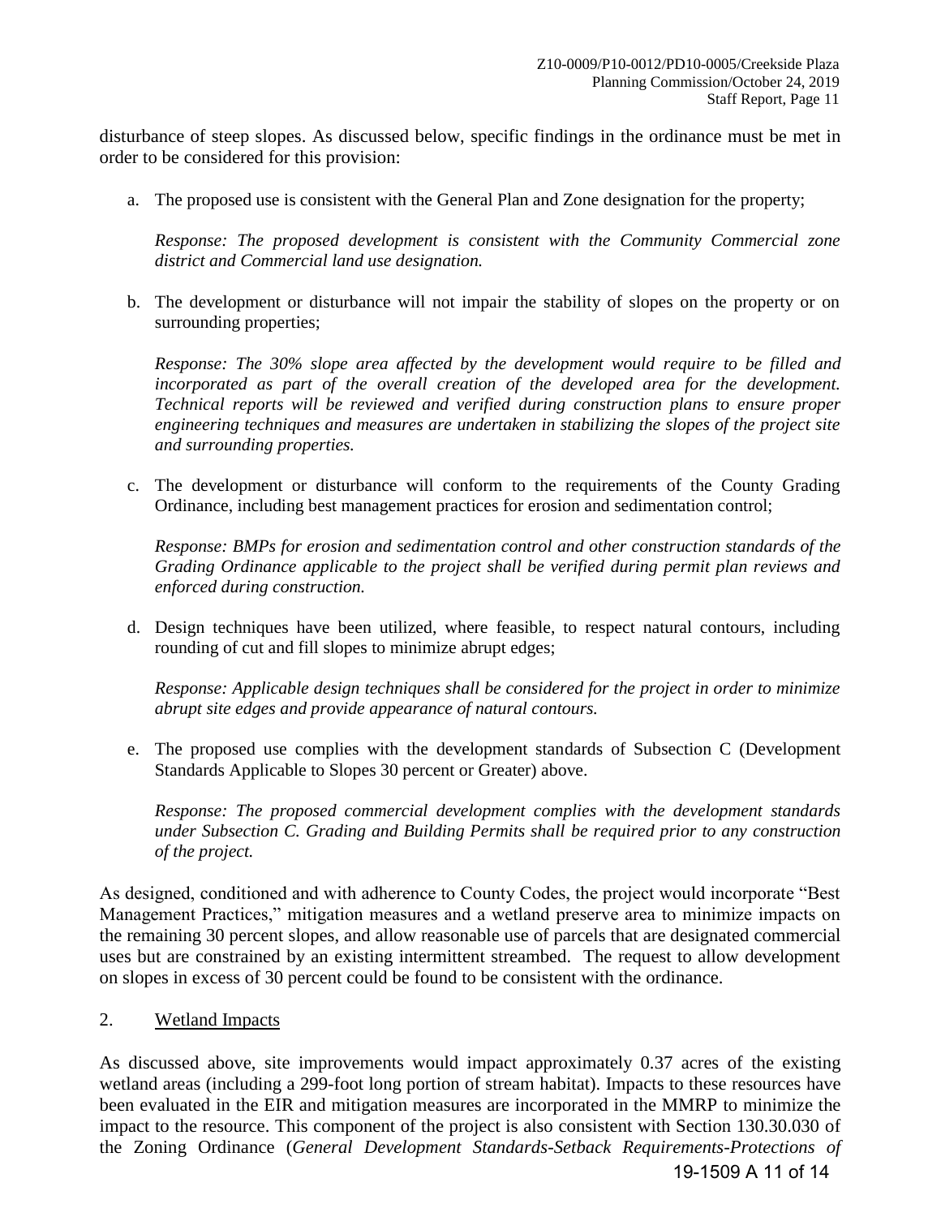disturbance of steep slopes. As discussed below, specific findings in the ordinance must be met in order to be considered for this provision:

a. The proposed use is consistent with the General Plan and Zone designation for the property;

   *Response: The proposed development is consistent with the Community Commercial zone district and Commercial land use designation.*

b. The development or disturbance will not impair the stability of slopes on the property or on surrounding properties;

   *Response: The 30% slope area affected by the development would require to be filled and incorporated as part of the overall creation of the developed area for the development. Technical reports will be reviewed and verified during construction plans to ensure proper engineering techniques and measures are undertaken in stabilizing the slopes of the project site and surrounding properties.*

c. The development or disturbance will conform to the requirements of the County Grading Ordinance, including best management practices for erosion and sedimentation control;

   *Response: BMPs for erosion and sedimentation control and other construction standards of the Grading Ordinance applicable to the project shall be verified during permit plan reviews and enforced during construction.*

d. Design techniques have been utilized, where feasible, to respect natural contours, including rounding of cut and fill slopes to minimize abrupt edges;

   *Response: Applicable design techniques shall be considered for the project in order to minimize abrupt site edges and provide appearance of natural contours.*

e. The proposed use complies with the development standards of Subsection C (Development Standards Applicable to Slopes 30 percent or Greater) above.

   *Response: The proposed commercial development complies with the development standards under Subsection C. Grading and Building Permits shall be required prior to any construction of the project.*

As designed, conditioned and with adherence to County Codes, the project would incorporate "Best Management Practices," mitigation measures and a wetland preserve area to minimize impacts on the remaining 30 percent slopes, and allow reasonable use of parcels that are designated commercial uses but are constrained by an existing intermittent streambed. The request to allow development on slopes in excess of 30 percent could be found to be consistent with the ordinance.

2. Wetland Impacts

As discussed above, site improvements would impact approximately 0.37 acres of the existing wetland areas (including a 299-foot long portion of stream habitat). Impacts to these resources have been evaluated in the EIR and mitigation measures are incorporated in the MMRP to minimize the impact to the resource. This component of the project is also consistent with Section 130.30.030 of the Zoning Ordinance (*General Development Standards-Setback Requirements-Protections of*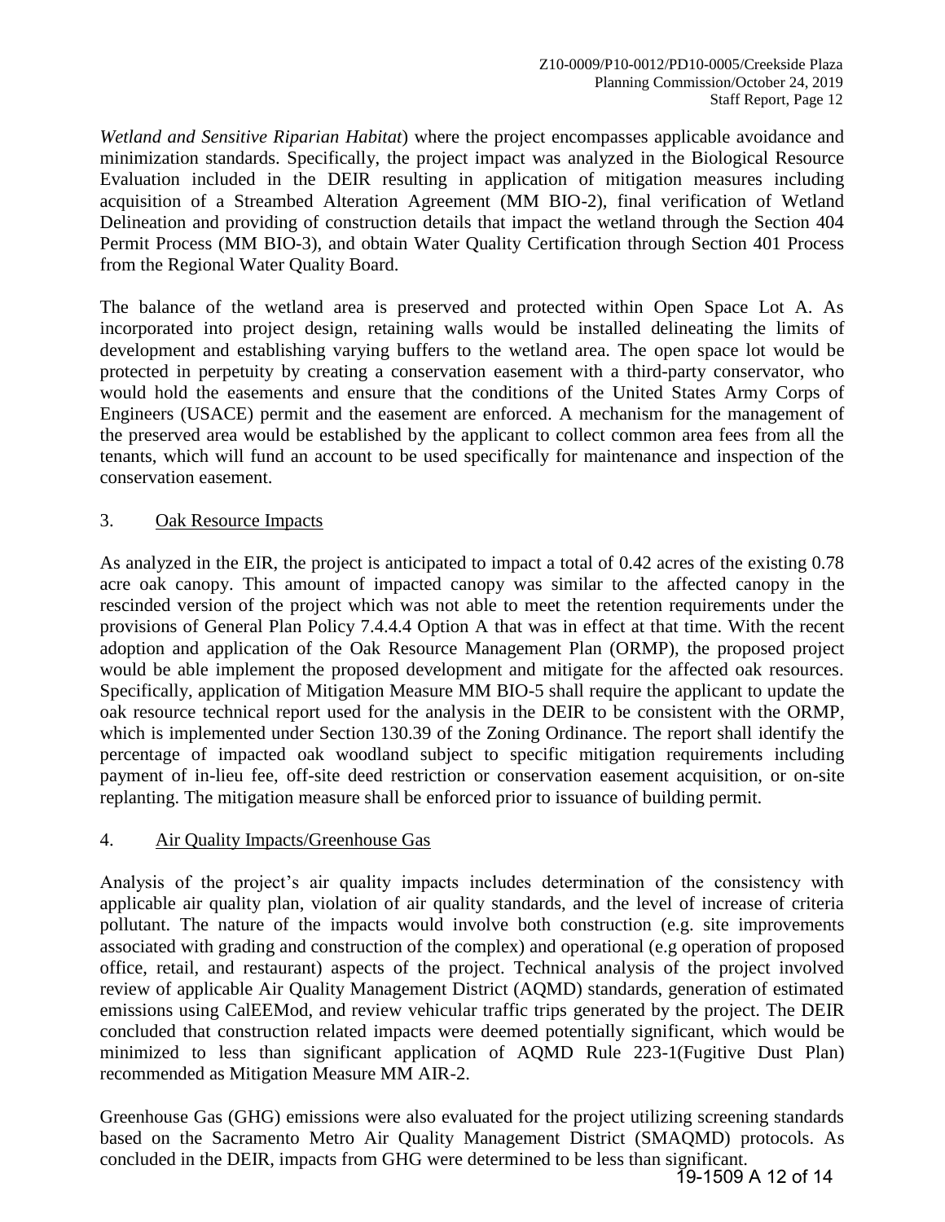*Wetland and Sensitive Riparian Habitat*) where the project encompasses applicable avoidance and minimization standards. Specifically, the project impact was analyzed in the Biological Resource Evaluation included in the DEIR resulting in application of mitigation measures including acquisition of a Streambed Alteration Agreement (MM BIO-2), final verification of Wetland Delineation and providing of construction details that impact the wetland through the Section 404 Permit Process (MM BIO-3), and obtain Water Quality Certification through Section 401 Process from the Regional Water Quality Board.

The balance of the wetland area is preserved and protected within Open Space Lot A. As incorporated into project design, retaining walls would be installed delineating the limits of development and establishing varying buffers to the wetland area. The open space lot would be protected in perpetuity by creating a conservation easement with a third-party conservator, who would hold the easements and ensure that the conditions of the United States Army Corps of Engineers (USACE) permit and the easement are enforced. A mechanism for the management of the preserved area would be established by the applicant to collect common area fees from all the tenants, which will fund an account to be used specifically for maintenance and inspection of the conservation easement.

3. Oak Resource Impacts

As analyzed in the EIR, the project is anticipated to impact a total of 0.42 acres of the existing 0.78 acre oak canopy. This amount of impacted canopy was similar to the affected canopy in the rescinded version of the project which was not able to meet the retention requirements under the provisions of General Plan Policy 7.4.4.4 Option A that was in effect at that time. With the recent adoption and application of the Oak Resource Management Plan (ORMP), the proposed project would be able implement the proposed development and mitigate for the affected oak resources. Specifically, application of Mitigation Measure MM BIO-5 shall require the applicant to update the oak resource technical report used for the analysis in the DEIR to be consistent with the ORMP, which is implemented under Section 130.39 of the Zoning Ordinance. The report shall identify the percentage of impacted oak woodland subject to specific mitigation requirements including payment of in-lieu fee, off-site deed restriction or conservation easement acquisition, or on-site replanting. The mitigation measure shall be enforced prior to issuance of building permit.

4. Air Quality Impacts/Greenhouse Gas

Analysis of the project's air quality impacts includes determination of the consistency with applicable air quality plan, violation of air quality standards, and the level of increase of criteria pollutant. The nature of the impacts would involve both construction (e.g. site improvements associated with grading and construction of the complex) and operational (e.g operation of proposed office, retail, and restaurant) aspects of the project. Technical analysis of the project involved review of applicable Air Quality Management District (AQMD) standards, generation of estimated emissions using CalEEMod, and review vehicular traffic trips generated by the project. The DEIR concluded that construction related impacts were deemed potentially significant, which would be minimized to less than significant application of AQMD Rule 223-1(Fugitive Dust Plan) recommended as Mitigation Measure MM AIR-2.

Greenhouse Gas (GHG) emissions were also evaluated for the project utilizing screening standards based on the Sacramento Metro Air Quality Management District (SMAQMD) protocols. As concluded in the DEIR, impacts from GHG were determined to be less than significant.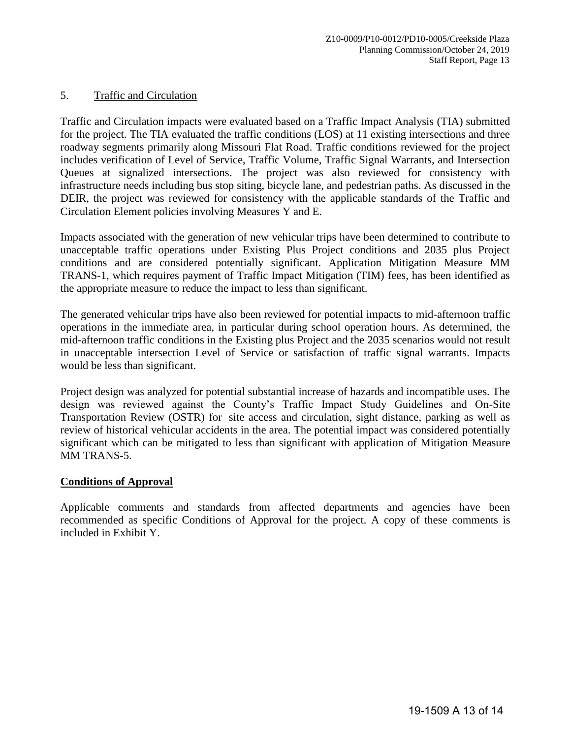## 5. Traffic and Circulation

Traffic and Circulation impacts were evaluated based on a Traffic Impact Analysis (TIA) submitted for the project. The TIA evaluated the traffic conditions (LOS) at 11 existing intersections and three roadway segments primarily along Missouri Flat Road. Traffic conditions reviewed for the project includes verification of Level of Service, Traffic Volume, Traffic Signal Warrants, and Intersection Queues at signalized intersections. The project was also reviewed for consistency with infrastructure needs including bus stop siting, bicycle lane, and pedestrian paths. As discussed in the DEIR, the project was reviewed for consistency with the applicable standards of the Traffic and Circulation Element policies involving Measures Y and E.

Impacts associated with the generation of new vehicular trips have been determined to contribute to unacceptable traffic operations under Existing Plus Project conditions and 2035 plus Project conditions and are considered potentially significant. Application Mitigation Measure MM TRANS-1, which requires payment of Traffic Impact Mitigation (TIM) fees, has been identified as the appropriate measure to reduce the impact to less than significant.

The generated vehicular trips have also been reviewed for potential impacts to mid-afternoon traffic operations in the immediate area, in particular during school operation hours. As determined, the mid-afternoon traffic conditions in the Existing plus Project and the 2035 scenarios would not result in unacceptable intersection Level of Service or satisfaction of traffic signal warrants. Impacts would be less than significant.

Project design was analyzed for potential substantial increase of hazards and incompatible uses. The design was reviewed against the County's Traffic Impact Study Guidelines and On-Site Transportation Review (OSTR) for site access and circulation, sight distance, parking as well as review of historical vehicular accidents in the area. The potential impact was considered potentially significant which can be mitigated to less than significant with application of Mitigation Measure MM TRANS-5.

## Conditions of Approval

Applicable comments and standards from affected departments and agencies have been recommended as specific Conditions of Approval for the project. A copy of these comments is included in Exhibit Y.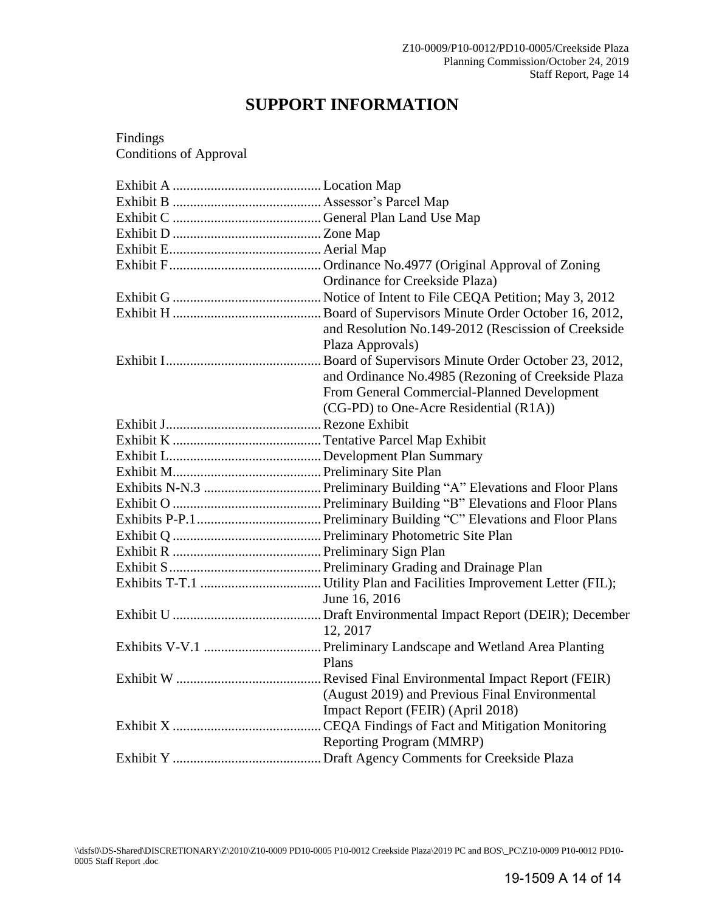# SUPPORT INFORMATION

Findings
Conditions of Approval

| | |
|---|---|
| Exhibit A | Location Map |
| Exhibit B | Assessor's Parcel Map |
| Exhibit C | General Plan Land Use Map |
| Exhibit D | Zone Map |
| Exhibit E | Aerial Map |
| Exhibit F | Ordinance No.4977 (Original Approval of Zoning Ordinance for Creekside Plaza) |
| Exhibit G | Notice of Intent to File CEQA Petition; May 3, 2012 |
| Exhibit H | Board of Supervisors Minute Order October 16, 2012, and Resolution No.149-2012 (Rescission of Creekside Plaza Approvals) |
| Exhibit I | Board of Supervisors Minute Order October 23, 2012, and Ordinance No.4985 (Rezoning of Creekside Plaza From General Commercial-Planned Development (CG-PD) to One-Acre Residential (R1A)) |
| Exhibit J | Rezone Exhibit |
| Exhibit K | Tentative Parcel Map Exhibit |
| Exhibit L | Development Plan Summary |
| Exhibit M | Preliminary Site Plan |
| Exhibits N-N.3 | Preliminary Building "A" Elevations and Floor Plans |
| Exhibit O | Preliminary Building "B" Elevations and Floor Plans |
| Exhibits P-P.1 | Preliminary Building "C" Elevations and Floor Plans |
| Exhibit Q | Preliminary Photometric Site Plan |
| Exhibit R | Preliminary Sign Plan |
| Exhibit S | Preliminary Grading and Drainage Plan |
| Exhibits T-T.1 | Utility Plan and Facilities Improvement Letter (FIL); June 16, 2016 |
| Exhibit U | Draft Environmental Impact Report (DEIR); December 12, 2017 |
| Exhibits V-V.1 | Preliminary Landscape and Wetland Area Planting Plans |
| Exhibit W | Revised Final Environmental Impact Report (FEIR) (August 2019) and Previous Final Environmental Impact Report (FEIR) (April 2018) |
| Exhibit X | CEQA Findings of Fact and Mitigation Monitoring Reporting Program (MMRP) |
| Exhibit Y | Draft Agency Comments for Creekside Plaza |

\\dsfs0\DS-Shared\DISCRETIONARY\Z\2010\Z10-0009 PD10-0005 P10-0012 Creekside Plaza\2019 PC and BOS\_PC\Z10-0009 P10-0012 PD10-0005 Staff Report .doc